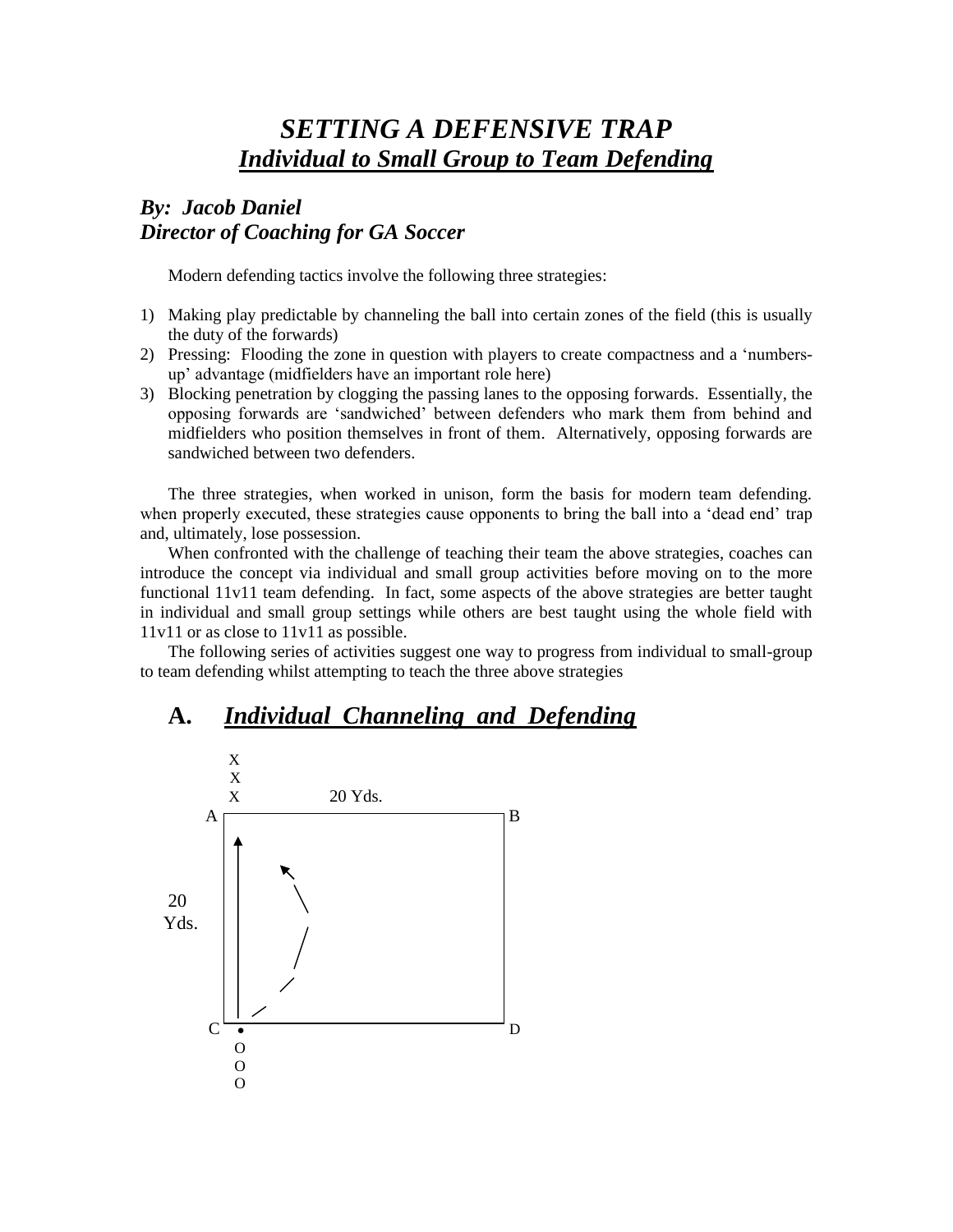# *SETTING A DEFENSIVE TRAP*

## ***Individual to Small Group to Team Defending***

### *By: Jacob Daniel*
### *Director of Coaching for GA Soccer*

Modern defending tactics involve the following three strategies:

1) Making play predictable by channeling the ball into certain zones of the field (this is usually the duty of the forwards)
2) Pressing: Flooding the zone in question with players to create compactness and a 'numbers-up' advantage (midfielders have an important role here)
3) Blocking penetration by clogging the passing lanes to the opposing forwards. Essentially, the opposing forwards are 'sandwiched' between defenders who mark them from behind and midfielders who position themselves in front of them. Alternatively, opposing forwards are sandwiched between two defenders.

The three strategies, when worked in unison, form the basis for modern team defending. when properly executed, these strategies cause opponents to bring the ball into a 'dead end' trap and, ultimately, lose possession.

When confronted with the challenge of teaching their team the above strategies, coaches can introduce the concept via individual and small group activities before moving on to the more functional 11v11 team defending. In fact, some aspects of the above strategies are better taught in individual and small group settings while others are best taught using the whole field with 11v11 or as close to 11v11 as possible.

The following series of activities suggest one way to progress from individual to small-group to team defending whilst attempting to teach the three above strategies

## A. *Individual Channeling and Defending*

X
X
X    20 Yds.

A    B

20 Yds.

C    D

O
O
O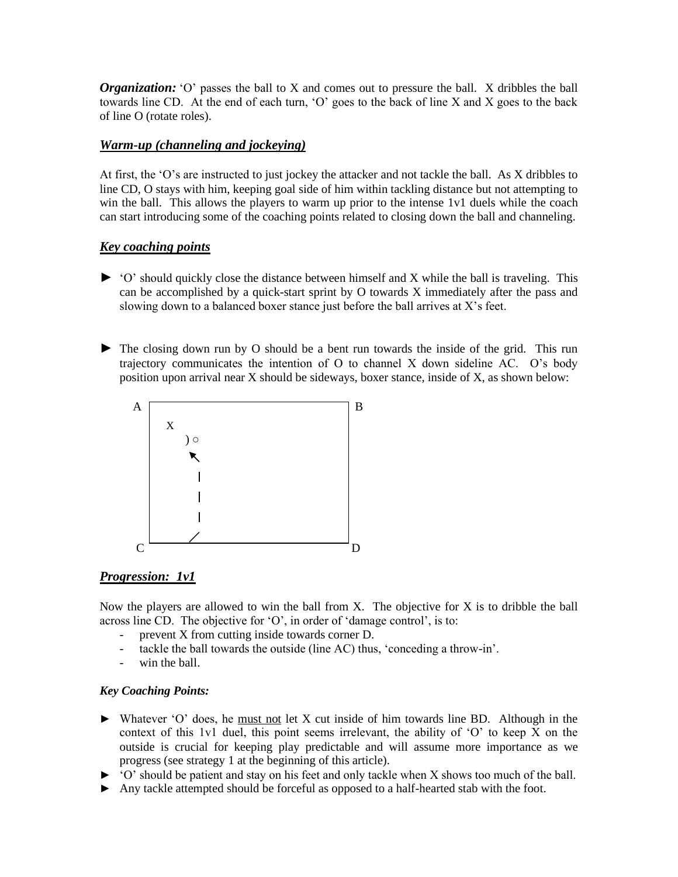***Organization:*** 'O' passes the ball to X and comes out to pressure the ball. X dribbles the ball towards line CD. At the end of each turn, 'O' goes to the back of line X and X goes to the back of line O (rotate roles).

## ***Warm-up (channeling and jockeying)***

At first, the 'O's are instructed to just jockey the attacker and not tackle the ball. As X dribbles to line CD, O stays with him, keeping goal side of him within tackling distance but not attempting to win the ball. This allows the players to warm up prior to the intense 1v1 duels while the coach can start introducing some of the coaching points related to closing down the ball and channeling.

## ***Key coaching points***

► 'O' should quickly close the distance between himself and X while the ball is traveling. This can be accomplished by a quick-start sprint by O towards X immediately after the pass and slowing down to a balanced boxer stance just before the ball arrives at X's feet.

► The closing down run by O should be a bent run towards the inside of the grid. This run trajectory communicates the intention of O to channel X down sideline AC. O's body position upon arrival near X should be sideways, boxer stance, inside of X, as shown below:

```
A ┌──────────────────────────┐ B
  │  X                       │
  │     ) ○                  │
  │     ↖                    │
  │      |                   │
  │      |                   │
  │      |                   │
  │     /                    │
C └──────────────────────────┘ D
```

## ***Progression: 1v1***

Now the players are allowed to win the ball from X. The objective for X is to dribble the ball across line CD. The objective for 'O', in order of 'damage control', is to:

- prevent X from cutting inside towards corner D.
- tackle the ball towards the outside (line AC) thus, 'conceding a throw-in'.
- win the ball.

### ***Key Coaching Points:***

► Whatever 'O' does, he must not let X cut inside of him towards line BD. Although in the context of this 1v1 duel, this point seems irrelevant, the ability of 'O' to keep X on the outside is crucial for keeping play predictable and will assume more importance as we progress (see strategy 1 at the beginning of this article).

► 'O' should be patient and stay on his feet and only tackle when X shows too much of the ball.

► Any tackle attempted should be forceful as opposed to a half-hearted stab with the foot.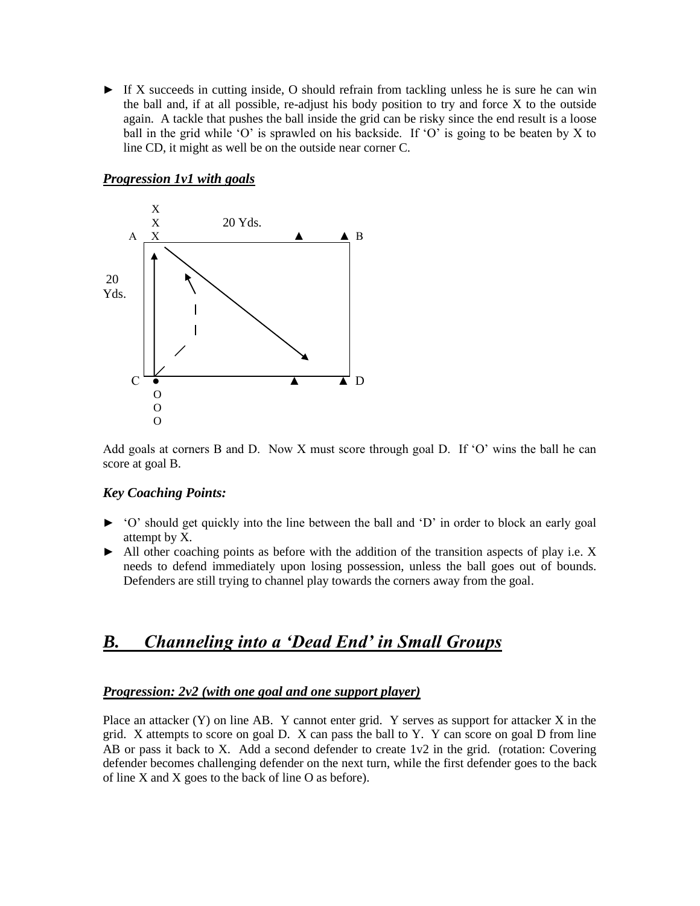► If X succeeds in cutting inside, O should refrain from tackling unless he is sure he can win the ball and, if at all possible, re-adjust his body position to try and force X to the outside again. A tackle that pushes the ball inside the grid can be risky since the end result is a loose ball in the grid while 'O' is sprawled on his backside. If 'O' is going to be beaten by X to line CD, it might as well be on the outside near corner C.

### *Progression 1v1 with goals*

Add goals at corners B and D. Now X must score through goal D. If 'O' wins the ball he can score at goal B.

***Key Coaching Points:***

► 'O' should get quickly into the line between the ball and 'D' in order to block an early goal attempt by X.

► All other coaching points as before with the addition of the transition aspects of play i.e. X needs to defend immediately upon losing possession, unless the ball goes out of bounds. Defenders are still trying to channel play towards the corners away from the goal.

## *B. Channeling into a 'Dead End' in Small Groups*

### *Progression: 2v2 (with one goal and one support player)*

Place an attacker (Y) on line AB. Y cannot enter grid. Y serves as support for attacker X in the grid. X attempts to score on goal D. X can pass the ball to Y. Y can score on goal D from line AB or pass it back to X. Add a second defender to create 1v2 in the grid. (rotation: Covering defender becomes challenging defender on the next turn, while the first defender goes to the back of line X and X goes to the back of line O as before).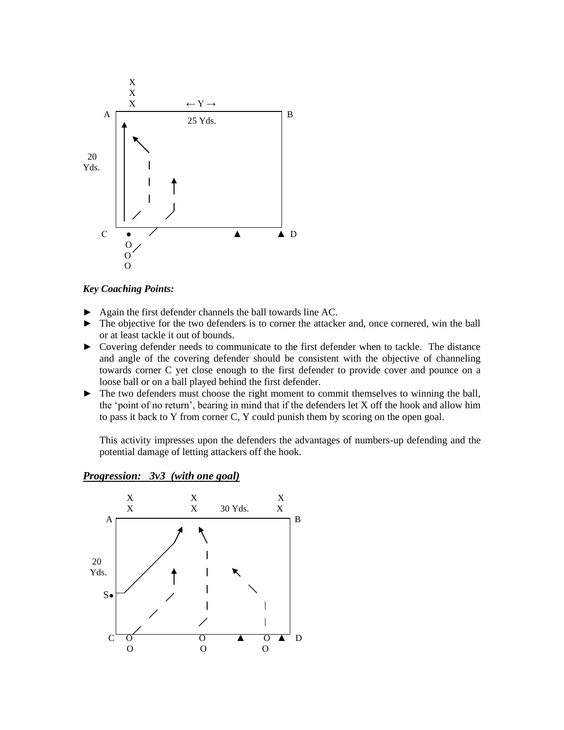### *Key Coaching Points:*

- Again the first defender channels the ball towards line AC.
- The objective for the two defenders is to corner the attacker and, once cornered, win the ball or at least tackle it out of bounds.
- Covering defender needs to communicate to the first defender when to tackle. The distance and angle of the covering defender should be consistent with the objective of channeling towards corner C yet close enough to the first defender to provide cover and pounce on a loose ball or on a ball played behind the first defender.
- The two defenders must choose the right moment to commit themselves to winning the ball, the 'point of no return', bearing in mind that if the defenders let X off the hook and allow him to pass it back to Y from corner C, Y could punish them by scoring on the open goal.

  This activity impresses upon the defenders the advantages of numbers-up defending and the potential damage of letting attackers off the hook.

## ***Progression: 3v3 (with one goal)***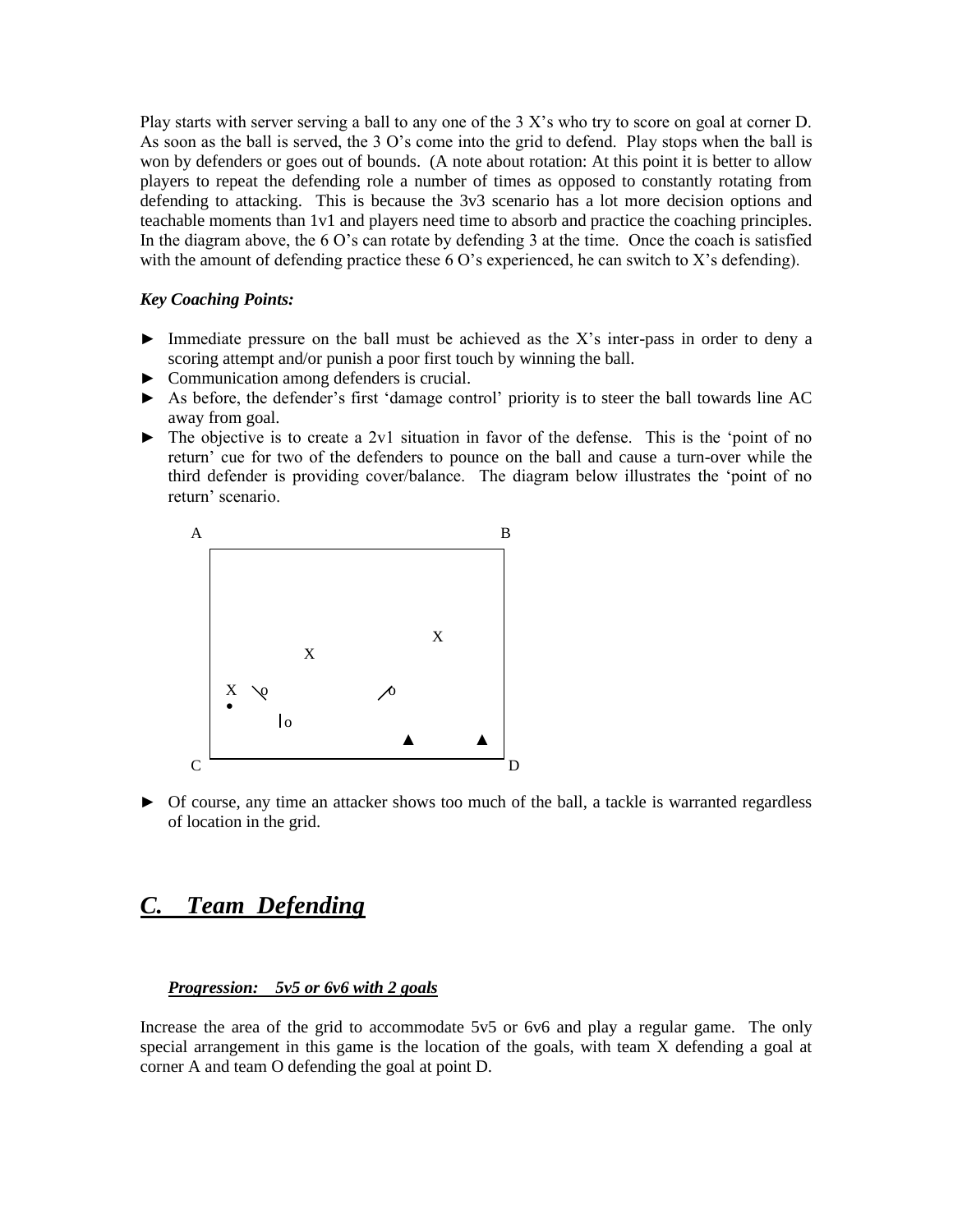Play starts with server serving a ball to any one of the 3 X's who try to score on goal at corner D. As soon as the ball is served, the 3 O's come into the grid to defend. Play stops when the ball is won by defenders or goes out of bounds. (A note about rotation: At this point it is better to allow players to repeat the defending role a number of times as opposed to constantly rotating from defending to attacking. This is because the 3v3 scenario has a lot more decision options and teachable moments than 1v1 and players need time to absorb and practice the coaching principles. In the diagram above, the 6 O's can rotate by defending 3 at the time. Once the coach is satisfied with the amount of defending practice these 6 O's experienced, he can switch to X's defending).

***Key Coaching Points:***

- ► Immediate pressure on the ball must be achieved as the X's inter-pass in order to deny a scoring attempt and/or punish a poor first touch by winning the ball.
- ► Communication among defenders is crucial.
- ► As before, the defender's first 'damage control' priority is to steer the ball towards line AC away from goal.
- ► The objective is to create a 2v1 situation in favor of the defense. This is the 'point of no return' cue for two of the defenders to pounce on the ball and cause a turn-over while the third defender is providing cover/balance. The diagram below illustrates the 'point of no return' scenario.

- ► Of course, any time an attacker shows too much of the ball, a tackle is warranted regardless of location in the grid.

## ***C. Team Defending***

***Progression: 5v5 or 6v6 with 2 goals***

Increase the area of the grid to accommodate 5v5 or 6v6 and play a regular game. The only special arrangement in this game is the location of the goals, with team X defending a goal at corner A and team O defending the goal at point D.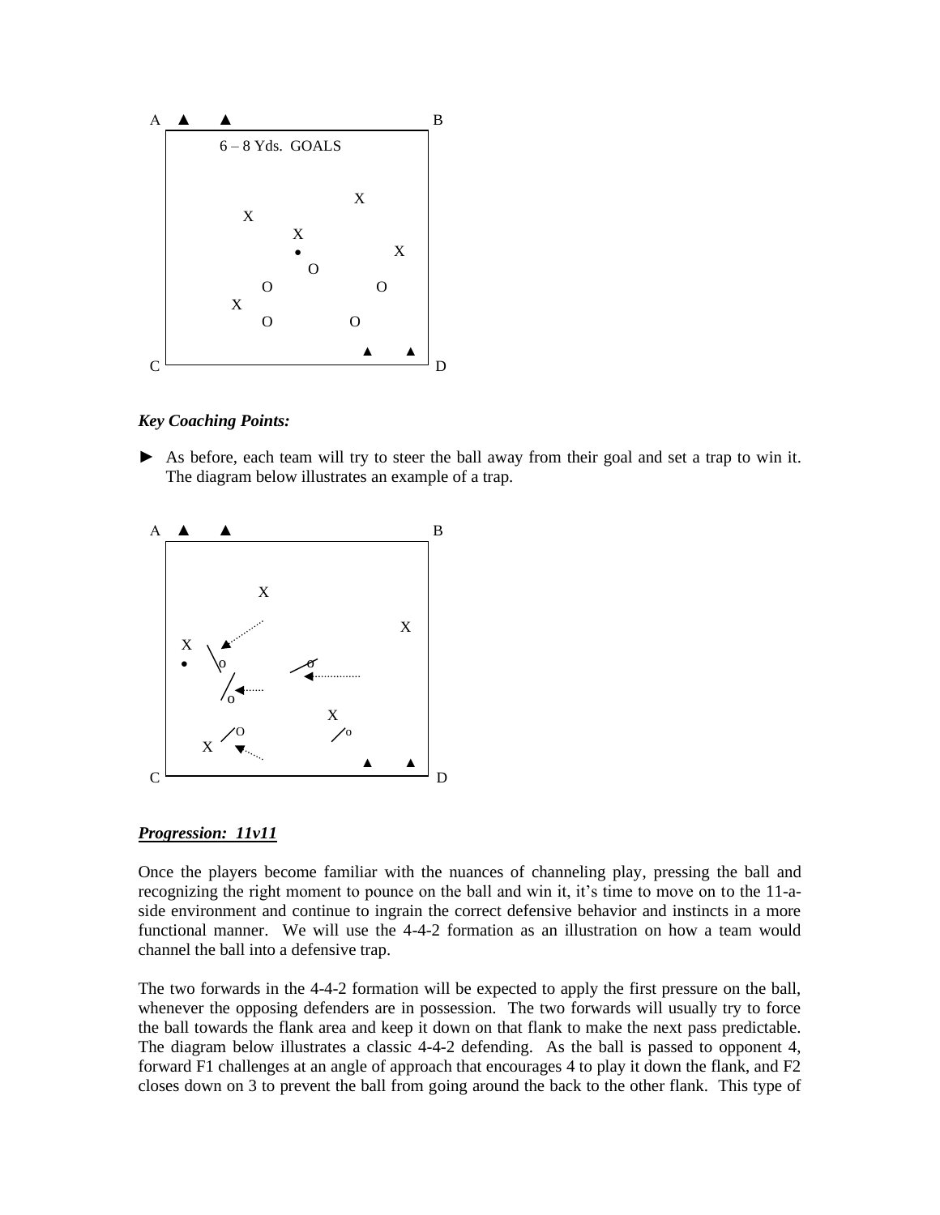6 – 8 Yds. GOALS

***Key Coaching Points:***

► As before, each team will try to steer the ball away from their goal and set a trap to win it. The diagram below illustrates an example of a trap.

***<u>Progression: 11v11</u>***

Once the players become familiar with the nuances of channeling play, pressing the ball and recognizing the right moment to pounce on the ball and win it, it's time to move on to the 11-a-side environment and continue to ingrain the correct defensive behavior and instincts in a more functional manner. We will use the 4-4-2 formation as an illustration on how a team would channel the ball into a defensive trap.

The two forwards in the 4-4-2 formation will be expected to apply the first pressure on the ball, whenever the opposing defenders are in possession. The two forwards will usually try to force the ball towards the flank area and keep it down on that flank to make the next pass predictable. The diagram below illustrates a classic 4-4-2 defending. As the ball is passed to opponent 4, forward F1 challenges at an angle of approach that encourages 4 to play it down the flank, and F2 closes down on 3 to prevent the ball from going around the back to the other flank. This type of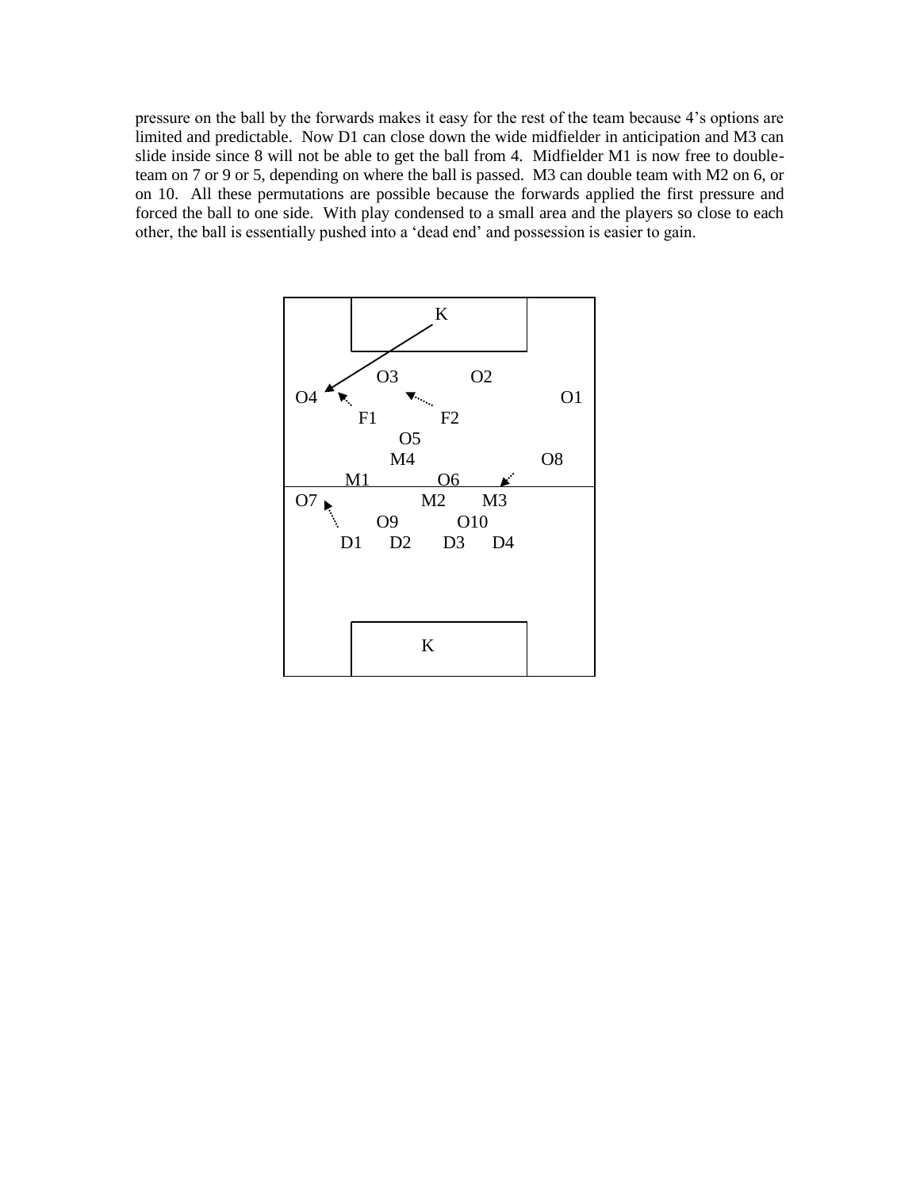pressure on the ball by the forwards makes it easy for the rest of the team because 4's options are limited and predictable. Now D1 can close down the wide midfielder in anticipation and M3 can slide inside since 8 will not be able to get the ball from 4. Midfielder M1 is now free to double-team on 7 or 9 or 5, depending on where the ball is passed. M3 can double team with M2 on 6, or on 10. All these permutations are possible because the forwards applied the first pressure and forced the ball to one side. With play condensed to a small area and the players so close to each other, the ball is essentially pushed into a 'dead end' and possession is easier to gain.

K

O3 O2

O4 O1

F1 F2

O5

M4 O8

M1 O6

O7 M2 M3

O9 O10

D1 D2 D3 D4

K